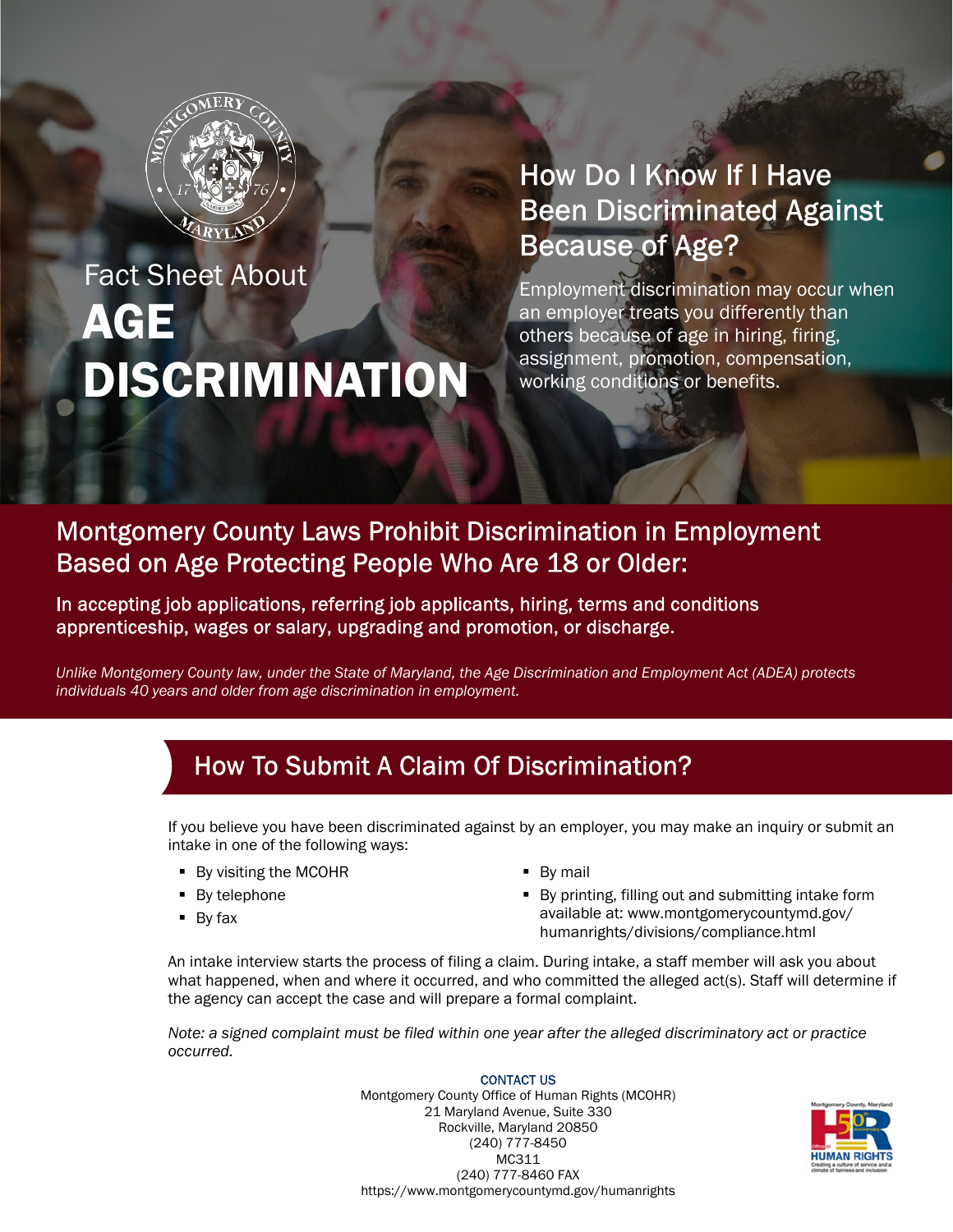# Fact Sheet About AGE DISCRIMINATION

## How Do I Know If I Have Been Discriminated Against Because of Age?

Employment discrimination may occur when an employer treats you differently than others because of age in hiring, firing, assignment, promotion, compensation, working conditions or benefits.

## Montgomery County Laws Prohibit Discrimination in Employment Based on Age Protecting People Who Are 18 or Older:

In accepting job applications, referring job applicants, hiring, terms and conditions apprenticeship, wages or salary, upgrading and promotion, or discharge.

*Unlike Montgomery County law, under the State of Maryland, the Age Discrimination and Employment Act (ADEA) protects individuals 40 years and older from age discrimination in employment.*

## How To Submit A Claim Of Discrimination?

If you believe you have been discriminated against by an employer, you may make an inquiry or submit an intake in one of the following ways:

- By visiting the MCOHR
- By telephone
- By fax
- By mail
- By printing, filling out and submitting intake form available at: www.montgomerycountymd.gov/humanrights/divisions/compliance.html

An intake interview starts the process of filing a claim. During intake, a staff member will ask you about what happened, when and where it occurred, and who committed the alleged act(s). Staff will determine if the agency can accept the case and will prepare a formal complaint.

*Note: a signed complaint must be filed within one year after the alleged discriminatory act or practice occurred.*

**CONTACT US**

Montgomery County Office of Human Rights (MCOHR)
21 Maryland Avenue, Suite 330
Rockville, Maryland 20850
(240) 777-8450
MC311
(240) 777-8460 FAX
https://www.montgomerycountymd.gov/humanrights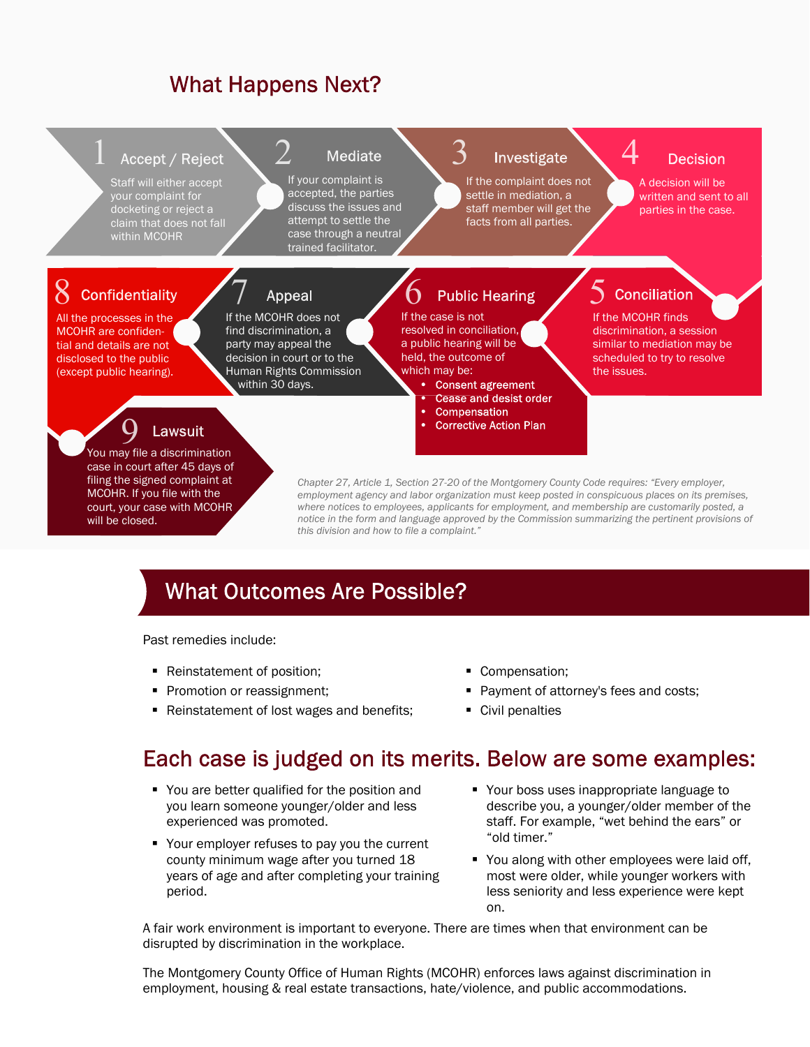## What Happens Next?

**1 Accept / Reject**
Staff will either accept your complaint for docketing or reject a claim that does not fall within MCOHR

**2 Mediate**
If your complaint is accepted, the parties discuss the issues and attempt to settle the case through a neutral trained facilitator.

**3 Investigate**
If the complaint does not settle in mediation, a staff member will get the facts from all parties.

**4 Decision**
A decision will be written and sent to all parties in the case.

**5 Conciliation**
If the MCOHR finds discrimination, a session similar to mediation may be scheduled to try to resolve the issues.

**6 Public Hearing**
If the case is not resolved in conciliation, a public hearing will be held, the outcome of which may be:

- Consent agreement
- Cease and desist order
- Compensation
- Corrective Action Plan

**7 Appeal**
If the MCOHR does not find discrimination, a party may appeal the decision in court or to the Human Rights Commission within 30 days.

**8 Confidentiality**
All the processes in the MCOHR are confidential and details are not disclosed to the public (except public hearing).

**9 Lawsuit**
You may file a discrimination case in court after 45 days of filing the signed complaint at MCOHR. If you file with the court, your case with MCOHR will be closed.

*Chapter 27, Article 1, Section 27-20 of the Montgomery County Code requires: "Every employer, employment agency and labor organization must keep posted in conspicuous places on its premises, where notices to employees, applicants for employment, and membership are customarily posted, a notice in the form and language approved by the Commission summarizing the pertinent provisions of this division and how to file a complaint."*

## What Outcomes Are Possible?

Past remedies include:

- Reinstatement of position;
- Promotion or reassignment;
- Reinstatement of lost wages and benefits;
- Compensation;
- Payment of attorney's fees and costs;
- Civil penalties

## Each case is judged on its merits. Below are some examples:

- You are better qualified for the position and you learn someone younger/older and less experienced was promoted.
- Your employer refuses to pay you the current county minimum wage after you turned 18 years of age and after completing your training period.
- Your boss uses inappropriate language to describe you, a younger/older member of the staff. For example, "wet behind the ears" or "old timer."
- You along with other employees were laid off, most were older, while younger workers with less seniority and less experience were kept on.

A fair work environment is important to everyone. There are times when that environment can be disrupted by discrimination in the workplace.

The Montgomery County Office of Human Rights (MCOHR) enforces laws against discrimination in employment, housing & real estate transactions, hate/violence, and public accommodations.